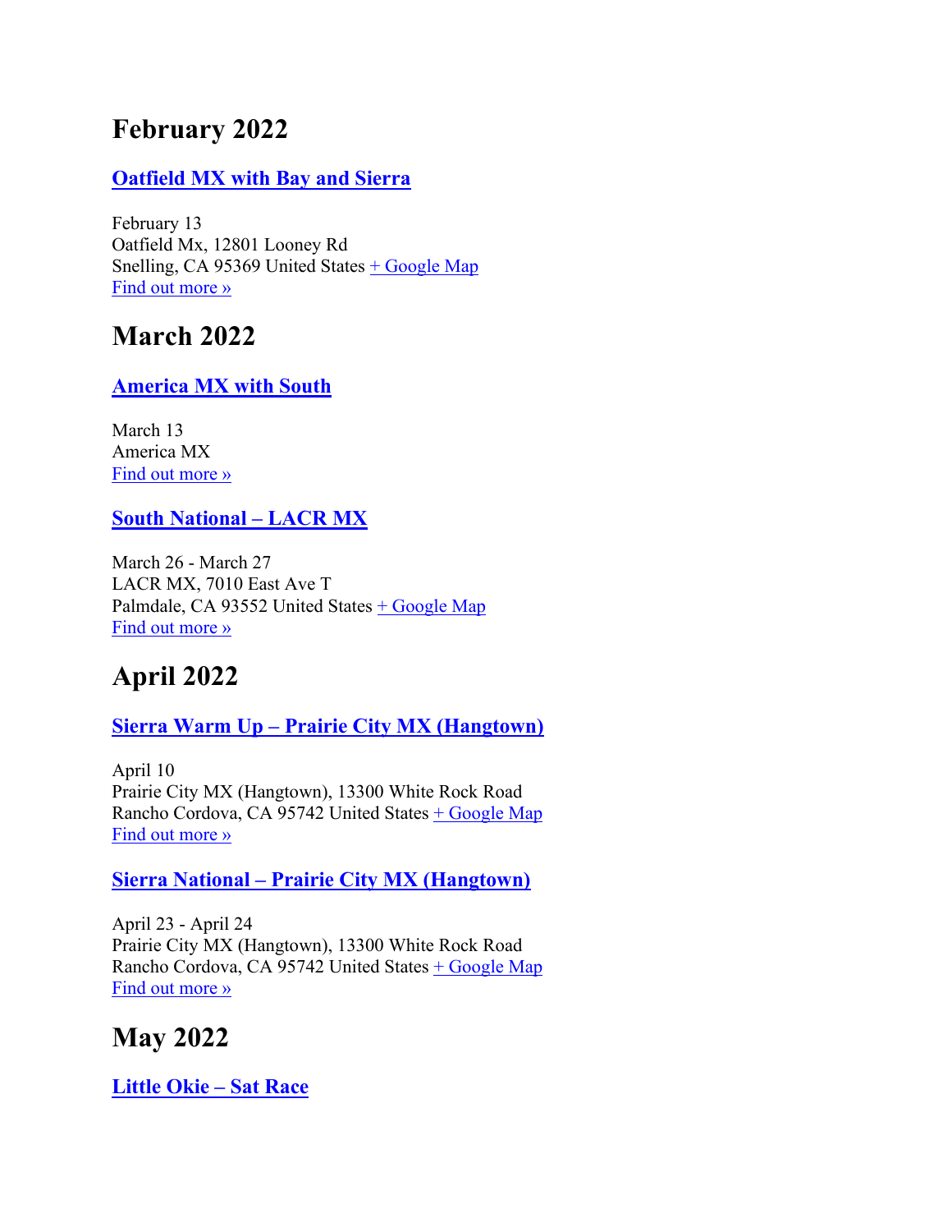# February 2022

### [Oatfield MX with Bay and Sierra]

February 13
Oatfield Mx, 12801 Looney Rd
Snelling, CA 95369 United States [+ Google Map]
[Find out more »]

# March 2022

### [America MX with South]

March 13
America MX
[Find out more »]

### [South National – LACR MX]

March 26 - March 27
LACR MX, 7010 East Ave T
Palmdale, CA 93552 United States [+ Google Map]
[Find out more »]

# April 2022

### [Sierra Warm Up – Prairie City MX (Hangtown)]

April 10
Prairie City MX (Hangtown), 13300 White Rock Road
Rancho Cordova, CA 95742 United States [+ Google Map]
[Find out more »]

### [Sierra National – Prairie City MX (Hangtown)]

April 23 - April 24
Prairie City MX (Hangtown), 13300 White Rock Road
Rancho Cordova, CA 95742 United States [+ Google Map]
[Find out more »]

# May 2022

### [Little Okie – Sat Race]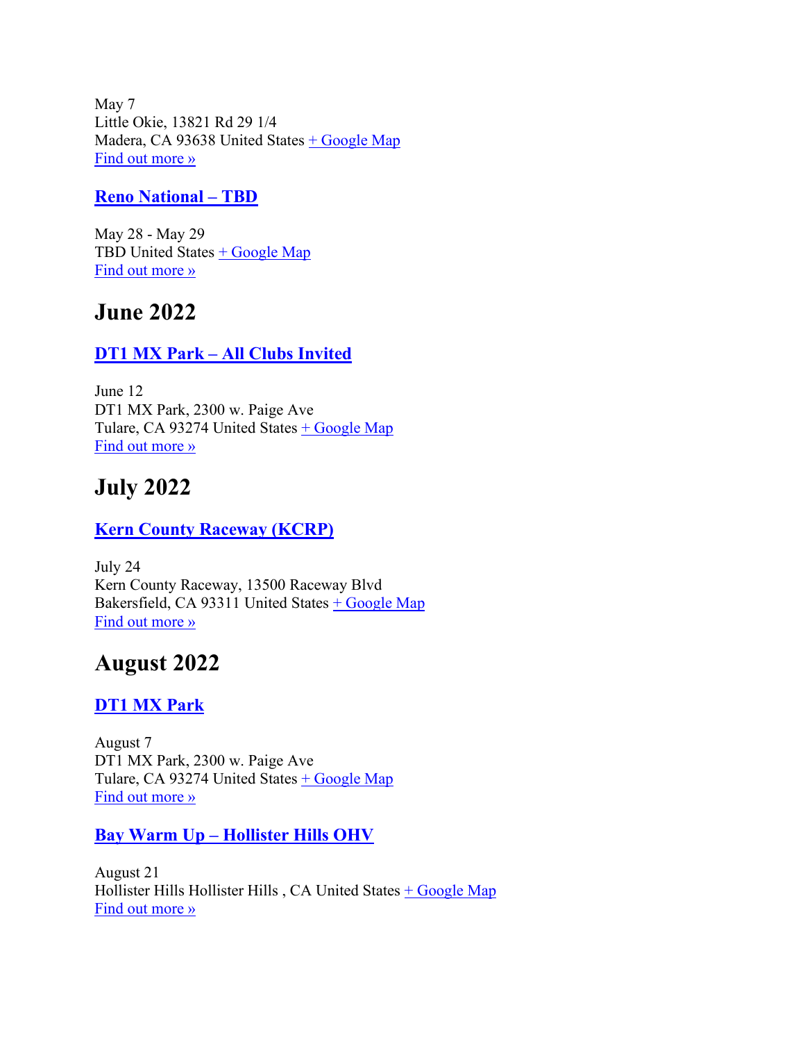May 7
Little Okie, 13821 Rd 29 1/4
Madera, CA 93638 United States + Google Map
Find out more »

### Reno National – TBD

May 28 - May 29
TBD United States + Google Map
Find out more »

## June 2022

### DT1 MX Park – All Clubs Invited

June 12
DT1 MX Park, 2300 w. Paige Ave
Tulare, CA 93274 United States + Google Map
Find out more »

## July 2022

### Kern County Raceway (KCRP)

July 24
Kern County Raceway, 13500 Raceway Blvd
Bakersfield, CA 93311 United States + Google Map
Find out more »

## August 2022

### DT1 MX Park

August 7
DT1 MX Park, 2300 w. Paige Ave
Tulare, CA 93274 United States + Google Map
Find out more »

### Bay Warm Up – Hollister Hills OHV

August 21
Hollister Hills Hollister Hills , CA United States + Google Map
Find out more »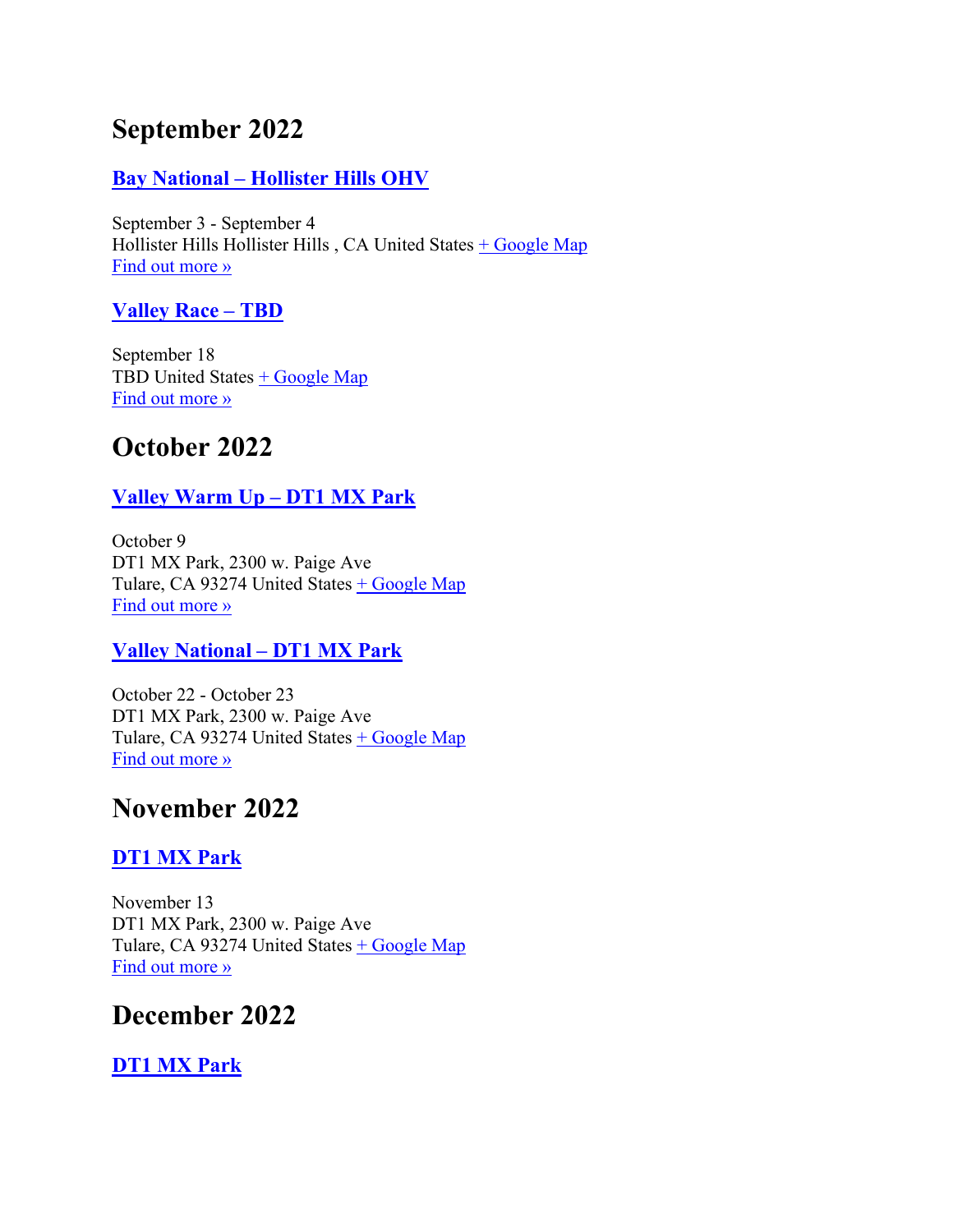## September 2022

### Bay National – Hollister Hills OHV

September 3 - September 4
Hollister Hills Hollister Hills , CA United States + Google Map
Find out more »

### Valley Race – TBD

September 18
TBD United States + Google Map
Find out more »

## October 2022

### Valley Warm Up – DT1 MX Park

October 9
DT1 MX Park, 2300 w. Paige Ave
Tulare, CA 93274 United States + Google Map
Find out more »

### Valley National – DT1 MX Park

October 22 - October 23
DT1 MX Park, 2300 w. Paige Ave
Tulare, CA 93274 United States + Google Map
Find out more »

## November 2022

### DT1 MX Park

November 13
DT1 MX Park, 2300 w. Paige Ave
Tulare, CA 93274 United States + Google Map
Find out more »

## December 2022

### DT1 MX Park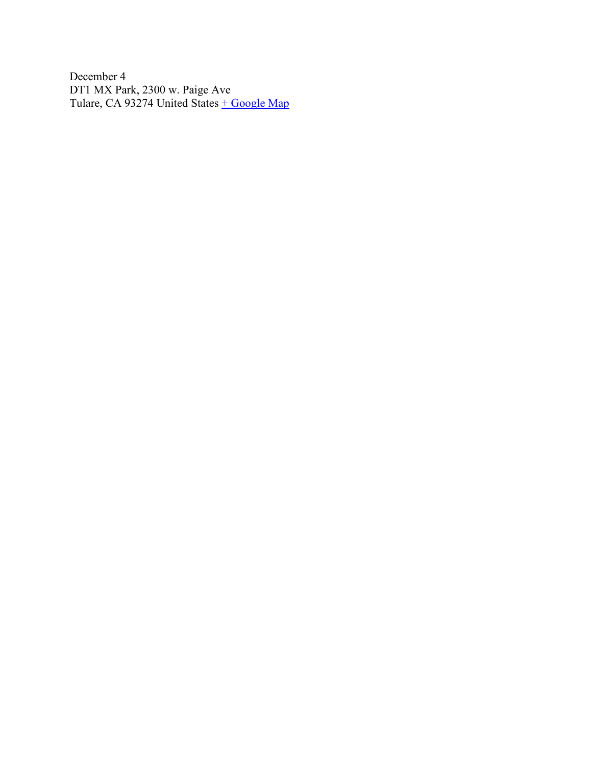December 4
DT1 MX Park, 2300 w. Paige Ave
Tulare, CA 93274 United States + Google Map